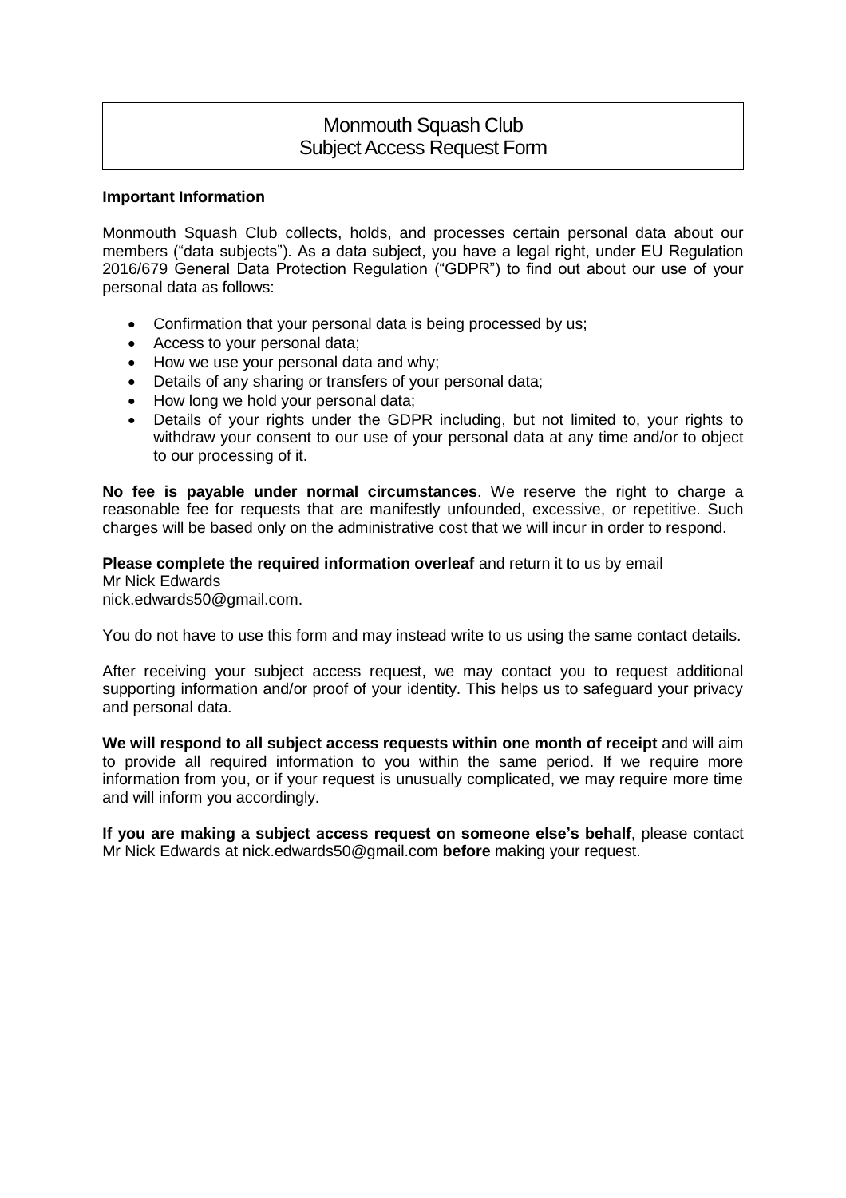# Monmouth Squash Club
# Subject Access Request Form

**Important Information**

Monmouth Squash Club collects, holds, and processes certain personal data about our members ("data subjects"). As a data subject, you have a legal right, under EU Regulation 2016/679 General Data Protection Regulation ("GDPR") to find out about our use of your personal data as follows:

- Confirmation that your personal data is being processed by us;
- Access to your personal data;
- How we use your personal data and why;
- Details of any sharing or transfers of your personal data;
- How long we hold your personal data;
- Details of your rights under the GDPR including, but not limited to, your rights to withdraw your consent to our use of your personal data at any time and/or to object to our processing of it.

**No fee is payable under normal circumstances**. We reserve the right to charge a reasonable fee for requests that are manifestly unfounded, excessive, or repetitive. Such charges will be based only on the administrative cost that we will incur in order to respond.

**Please complete the required information overleaf** and return it to us by email
Mr Nick Edwards
nick.edwards50@gmail.com.

You do not have to use this form and may instead write to us using the same contact details.

After receiving your subject access request, we may contact you to request additional supporting information and/or proof of your identity. This helps us to safeguard your privacy and personal data.

**We will respond to all subject access requests within one month of receipt** and will aim to provide all required information to you within the same period. If we require more information from you, or if your request is unusually complicated, we may require more time and will inform you accordingly.

**If you are making a subject access request on someone else's behalf**, please contact Mr Nick Edwards at nick.edwards50@gmail.com **before** making your request.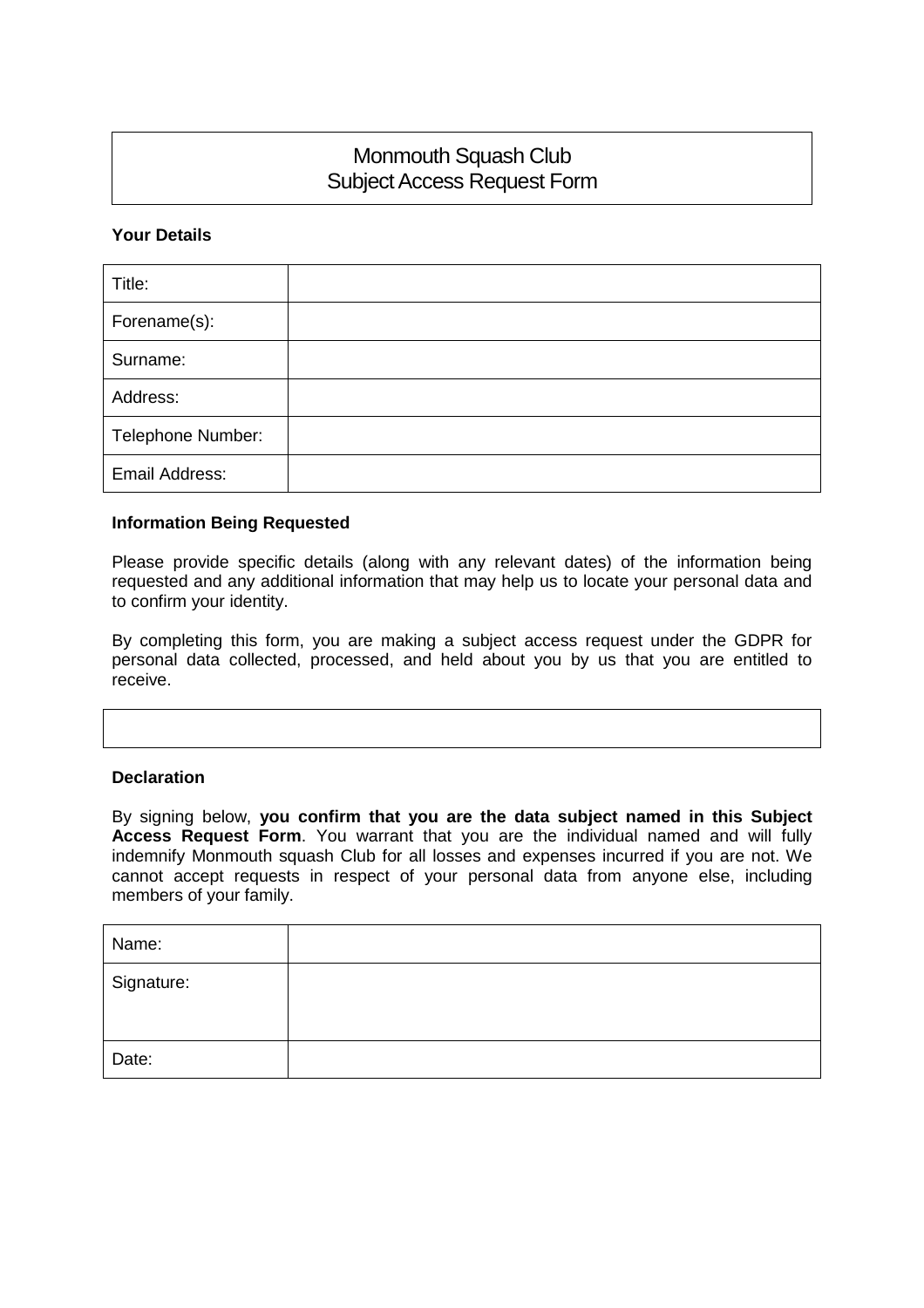# Monmouth Squash Club
# Subject Access Request Form

**Your Details**

| | |
|---|---|
| Title: | |
| Forename(s): | |
| Surname: | |
| Address: | |
| Telephone Number: | |
| Email Address: | |

**Information Being Requested**

Please provide specific details (along with any relevant dates) of the information being requested and any additional information that may help us to locate your personal data and to confirm your identity.

By completing this form, you are making a subject access request under the GDPR for personal data collected, processed, and held about you by us that you are entitled to receive.

| |
|---|
| |

**Declaration**

By signing below, **you confirm that you are the data subject named in this Subject Access Request Form**. You warrant that you are the individual named and will fully indemnify Monmouth squash Club for all losses and expenses incurred if you are not. We cannot accept requests in respect of your personal data from anyone else, including members of your family.

| | |
|---|---|
| Name: | |
| Signature: | |
| Date: | |